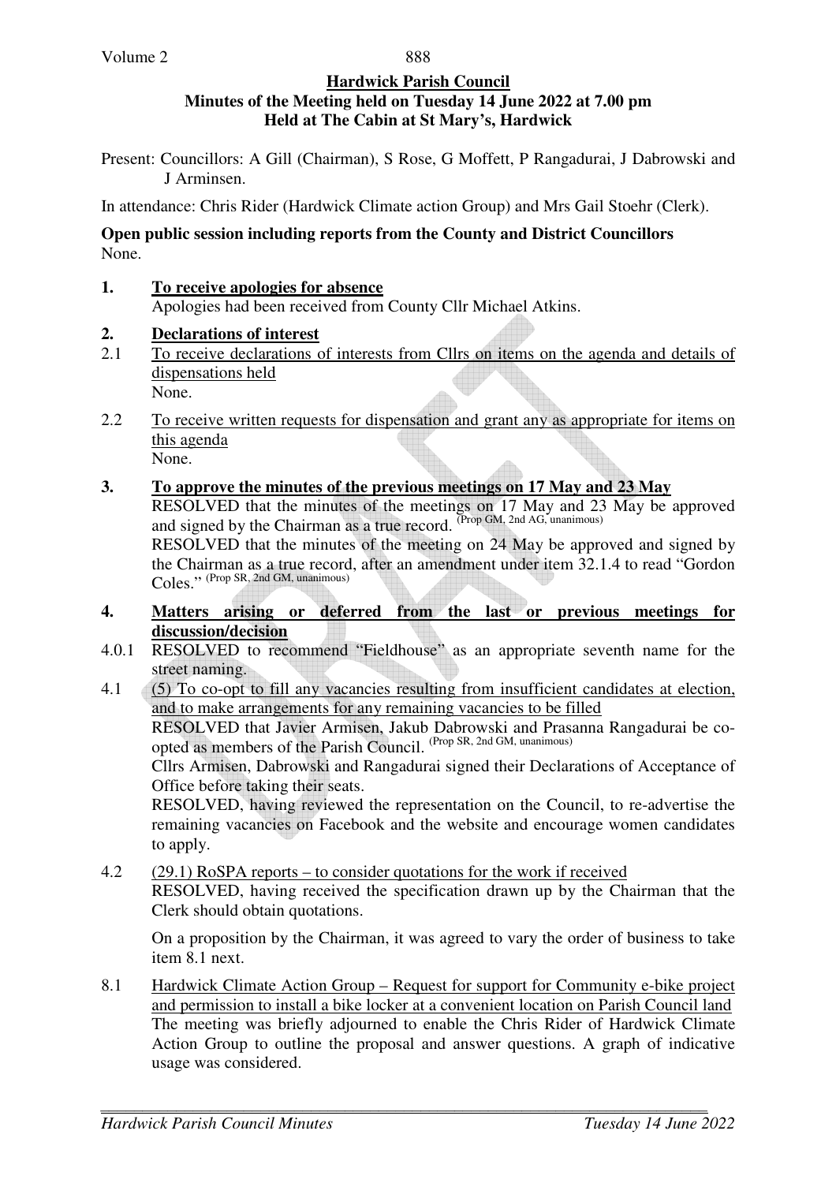**Hardwick Parish Council**
**Minutes of the Meeting held on Tuesday 14 June 2022 at 7.00 pm**
**Held at The Cabin at St Mary's, Hardwick**

Present: Councillors: A Gill (Chairman), S Rose, G Moffett, P Rangadurai, J Dabrowski and J Arminsen.

In attendance: Chris Rider (Hardwick Climate action Group) and Mrs Gail Stoehr (Clerk).

**Open public session including reports from the County and District Councillors**
None.

**1. To receive apologies for absence**
Apologies had been received from County Cllr Michael Atkins.

**2. Declarations of interest**

2.1 To receive declarations of interests from Cllrs on items on the agenda and details of dispensations held
None.

2.2 To receive written requests for dispensation and grant any as appropriate for items on this agenda
None.

**3. To approve the minutes of the previous meetings on 17 May and 23 May**
RESOLVED that the minutes of the meetings on 17 May and 23 May be approved and signed by the Chairman as a true record. (Prop GM, 2nd AG, unanimous)
RESOLVED that the minutes of the meeting on 24 May be approved and signed by the Chairman as a true record, after an amendment under item 32.1.4 to read "Gordon Coles." (Prop SR, 2nd GM, unanimous)

**4. Matters arising or deferred from the last or previous meetings for discussion/decision**

4.0.1 RESOLVED to recommend "Fieldhouse" as an appropriate seventh name for the street naming.

4.1 (5) To co-opt to fill any vacancies resulting from insufficient candidates at election, and to make arrangements for any remaining vacancies to be filled
RESOLVED that Javier Armisen, Jakub Dabrowski and Prasanna Rangadurai be co-opted as members of the Parish Council. (Prop SR, 2nd GM, unanimous)
Cllrs Armisen, Dabrowski and Rangadurai signed their Declarations of Acceptance of Office before taking their seats.
RESOLVED, having reviewed the representation on the Council, to re-advertise the remaining vacancies on Facebook and the website and encourage women candidates to apply.

4.2 (29.1) RoSPA reports – to consider quotations for the work if received
RESOLVED, having received the specification drawn up by the Chairman that the Clerk should obtain quotations.

On a proposition by the Chairman, it was agreed to vary the order of business to take item 8.1 next.

8.1 Hardwick Climate Action Group – Request for support for Community e-bike project and permission to install a bike locker at a convenient location on Parish Council land
The meeting was briefly adjourned to enable the Chris Rider of Hardwick Climate Action Group to outline the proposal and answer questions. A graph of indicative usage was considered.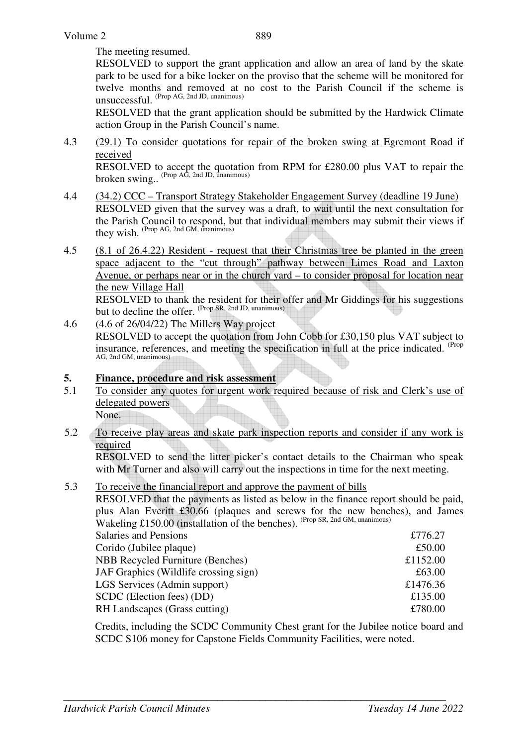The meeting resumed.

RESOLVED to support the grant application and allow an area of land by the skate park to be used for a bike locker on the proviso that the scheme will be monitored for twelve months and removed at no cost to the Parish Council if the scheme is unsuccessful. (Prop AG, 2nd JD, unanimous)

RESOLVED that the grant application should be submitted by the Hardwick Climate action Group in the Parish Council's name.

4.3 (29.1) To consider quotations for repair of the broken swing at Egremont Road if received

RESOLVED to accept the quotation from RPM for £280.00 plus VAT to repair the broken swing.. (Prop AG, 2nd JD, unanimous)

4.4 (34.2) CCC – Transport Strategy Stakeholder Engagement Survey (deadline 19 June)

RESOLVED given that the survey was a draft, to wait until the next consultation for the Parish Council to respond, but that individual members may submit their views if they wish. (Prop AG, 2nd GM, unanimous)

4.5 (8.1 of 26.4.22) Resident - request that their Christmas tree be planted in the green space adjacent to the "cut through" pathway between Limes Road and Laxton Avenue, or perhaps near or in the church yard – to consider proposal for location near the new Village Hall

RESOLVED to thank the resident for their offer and Mr Giddings for his suggestions but to decline the offer. (Prop SR, 2nd JD, unanimous)

4.6 (4.6 of 26/04/22) The Millers Way project

RESOLVED to accept the quotation from John Cobb for £30,150 plus VAT subject to insurance, references, and meeting the specification in full at the price indicated. (Prop AG, 2nd GM, unanimous)

## 5. Finance, procedure and risk assessment

5.1 To consider any quotes for urgent work required because of risk and Clerk's use of delegated powers

None.

5.2 To receive play areas and skate park inspection reports and consider if any work is required

RESOLVED to send the litter picker's contact details to the Chairman who speak with Mr Turner and also will carry out the inspections in time for the next meeting.

5.3 To receive the financial report and approve the payment of bills

RESOLVED that the payments as listed as below in the finance report should be paid, plus Alan Everitt £30.66 (plaques and screws for the new benches), and James Wakeling £150.00 (installation of the benches). (Prop SR, 2nd GM, unanimous)

| | |
|---|---|
| Salaries and Pensions | £776.27 |
| Corido (Jubilee plaque) | £50.00 |
| NBB Recycled Furniture (Benches) | £1152.00 |
| JAF Graphics (Wildlife crossing sign) | £63.00 |
| LGS Services (Admin support) | £1476.36 |
| SCDC (Election fees) (DD) | £135.00 |
| RH Landscapes (Grass cutting) | £780.00 |

Credits, including the SCDC Community Chest grant for the Jubilee notice board and SCDC S106 money for Capstone Fields Community Facilities, were noted.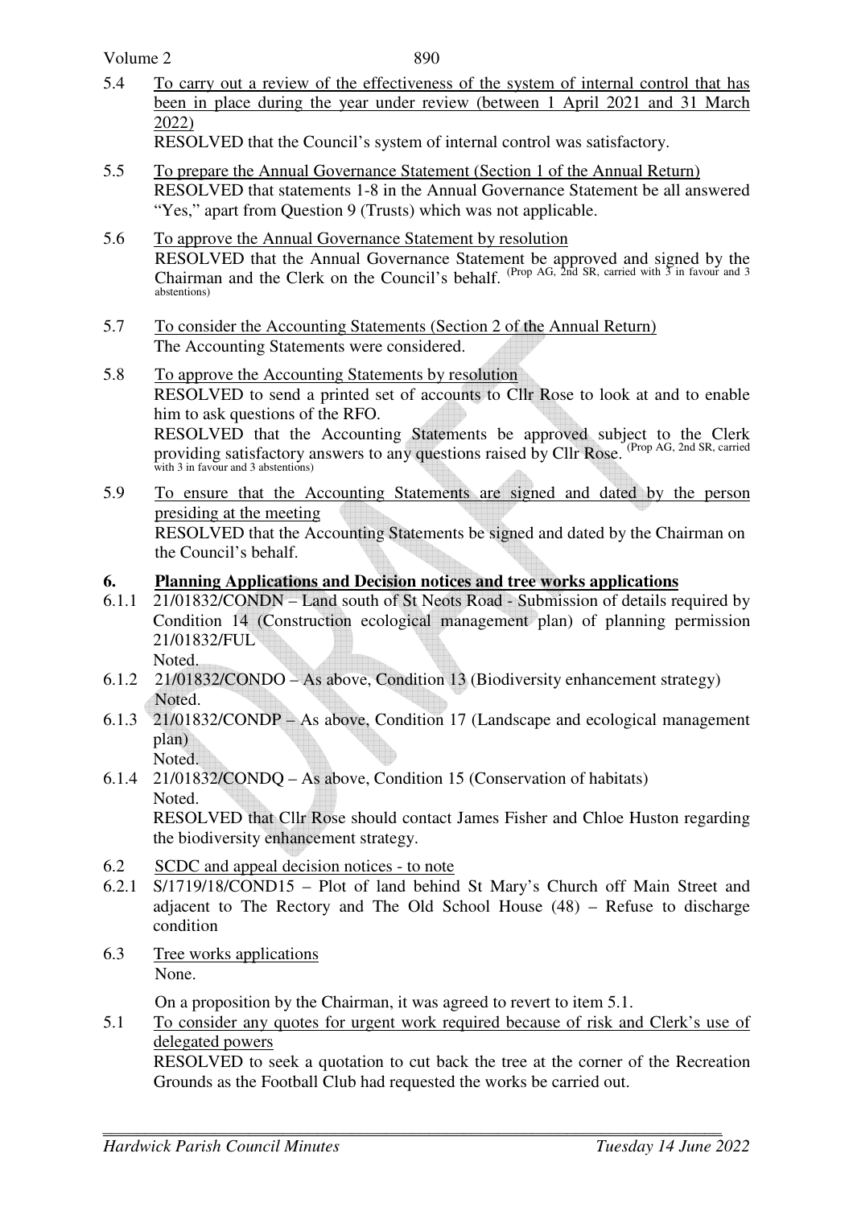5.4 <u>To carry out a review of the effectiveness of the system of internal control that has been in place during the year under review (between 1 April 2021 and 31 March 2022)</u>

RESOLVED that the Council's system of internal control was satisfactory.

5.5 <u>To prepare the Annual Governance Statement (Section 1 of the Annual Return)</u>

RESOLVED that statements 1-8 in the Annual Governance Statement be all answered "Yes," apart from Question 9 (Trusts) which was not applicable.

5.6 <u>To approve the Annual Governance Statement by resolution</u>

RESOLVED that the Annual Governance Statement be approved and signed by the Chairman and the Clerk on the Council's behalf. (Prop AG, 2nd SR, carried with 3 in favour and 3 abstentions)

5.7 <u>To consider the Accounting Statements (Section 2 of the Annual Return)</u>

The Accounting Statements were considered.

5.8 <u>To approve the Accounting Statements by resolution</u>

RESOLVED to send a printed set of accounts to Cllr Rose to look at and to enable him to ask questions of the RFO.

RESOLVED that the Accounting Statements be approved subject to the Clerk providing satisfactory answers to any questions raised by Cllr Rose. (Prop AG, 2nd SR, carried with 3 in favour and 3 abstentions)

5.9 <u>To ensure that the Accounting Statements are signed and dated by the person presiding at the meeting</u>

RESOLVED that the Accounting Statements be signed and dated by the Chairman on the Council's behalf.

## 6. <u>Planning Applications and Decision notices and tree works applications</u>

6.1.1 21/01832/CONDN – Land south of St Neots Road - Submission of details required by Condition 14 (Construction ecological management plan) of planning permission 21/01832/FUL

Noted.

6.1.2 21/01832/CONDO – As above, Condition 13 (Biodiversity enhancement strategy)

Noted.

6.1.3 21/01832/CONDP – As above, Condition 17 (Landscape and ecological management plan)

Noted.

6.1.4 21/01832/CONDQ – As above, Condition 15 (Conservation of habitats)

Noted.

RESOLVED that Cllr Rose should contact James Fisher and Chloe Huston regarding the biodiversity enhancement strategy.

6.2 <u>SCDC and appeal decision notices - to note</u>

6.2.1 S/1719/18/COND15 – Plot of land behind St Mary's Church off Main Street and adjacent to The Rectory and The Old School House (48) – Refuse to discharge condition

6.3 <u>Tree works applications</u>

None.

On a proposition by the Chairman, it was agreed to revert to item 5.1.

5.1 <u>To consider any quotes for urgent work required because of risk and Clerk's use of delegated powers</u>

RESOLVED to seek a quotation to cut back the tree at the corner of the Recreation Grounds as the Football Club had requested the works be carried out.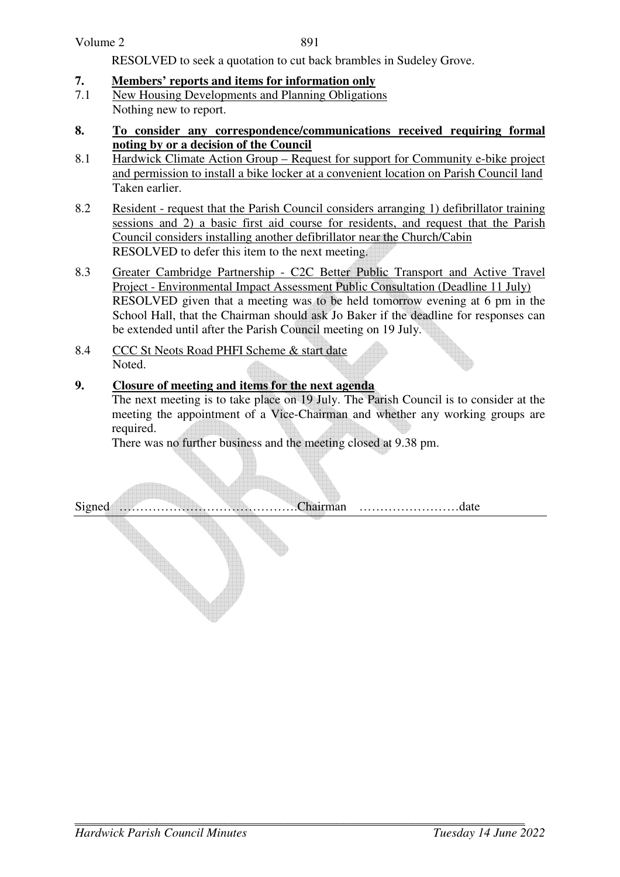RESOLVED to seek a quotation to cut back brambles in Sudeley Grove.

**7. Members' reports and items for information only**

7.1 New Housing Developments and Planning Obligations
Nothing new to report.

**8. To consider any correspondence/communications received requiring formal noting by or a decision of the Council**

8.1 Hardwick Climate Action Group – Request for support for Community e-bike project and permission to install a bike locker at a convenient location on Parish Council land
Taken earlier.

8.2 Resident - request that the Parish Council considers arranging 1) defibrillator training sessions and 2) a basic first aid course for residents, and request that the Parish Council considers installing another defibrillator near the Church/Cabin
RESOLVED to defer this item to the next meeting.

8.3 Greater Cambridge Partnership - C2C Better Public Transport and Active Travel Project - Environmental Impact Assessment Public Consultation (Deadline 11 July)
RESOLVED given that a meeting was to be held tomorrow evening at 6 pm in the School Hall, that the Chairman should ask Jo Baker if the deadline for responses can be extended until after the Parish Council meeting on 19 July.

8.4 CCC St Neots Road PHFI Scheme & start date
Noted.

**9. Closure of meeting and items for the next agenda**

The next meeting is to take place on 19 July. The Parish Council is to consider at the meeting the appointment of a Vice-Chairman and whether any working groups are required.

There was no further business and the meeting closed at 9.38 pm.

Signed ……………………………………Chairman ……………………date